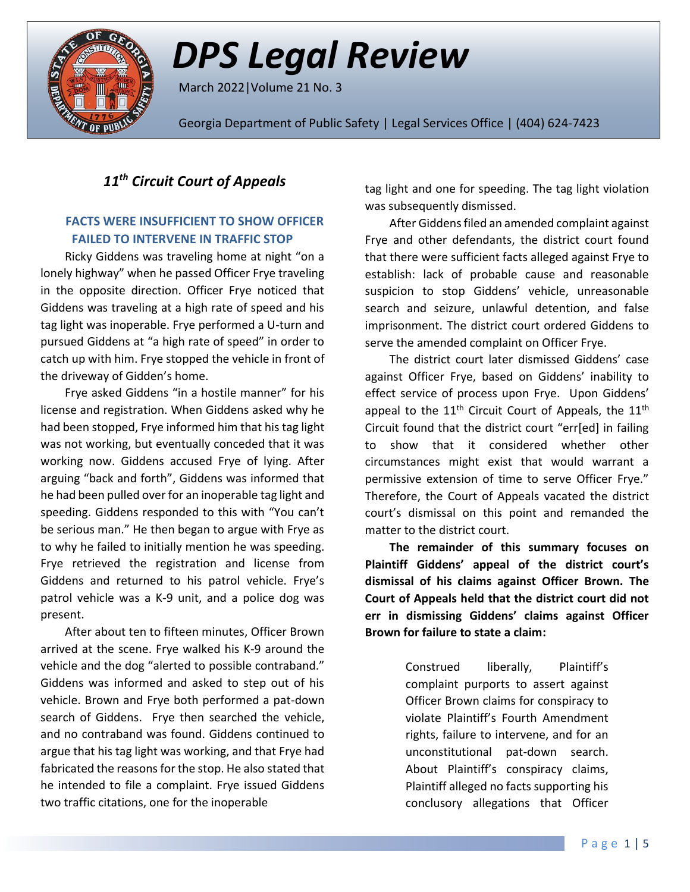# DPS Legal Review

March 2022|Volume 21 No. 3

Georgia Department of Public Safety | Legal Services Office | (404) 624-7423

## *11th Circuit Court of Appeals*

### FACTS WERE INSUFFICIENT TO SHOW OFFICER FAILED TO INTERVENE IN TRAFFIC STOP

Ricky Giddens was traveling home at night "on a lonely highway" when he passed Officer Frye traveling in the opposite direction. Officer Frye noticed that Giddens was traveling at a high rate of speed and his tag light was inoperable. Frye performed a U-turn and pursued Giddens at "a high rate of speed" in order to catch up with him. Frye stopped the vehicle in front of the driveway of Gidden's home.

Frye asked Giddens "in a hostile manner" for his license and registration. When Giddens asked why he had been stopped, Frye informed him that his tag light was not working, but eventually conceded that it was working now. Giddens accused Frye of lying. After arguing "back and forth", Giddens was informed that he had been pulled over for an inoperable tag light and speeding. Giddens responded to this with "You can't be serious man." He then began to argue with Frye as to why he failed to initially mention he was speeding. Frye retrieved the registration and license from Giddens and returned to his patrol vehicle. Frye's patrol vehicle was a K-9 unit, and a police dog was present.

After about ten to fifteen minutes, Officer Brown arrived at the scene. Frye walked his K-9 around the vehicle and the dog "alerted to possible contraband." Giddens was informed and asked to step out of his vehicle. Brown and Frye both performed a pat-down search of Giddens. Frye then searched the vehicle, and no contraband was found. Giddens continued to argue that his tag light was working, and that Frye had fabricated the reasons for the stop. He also stated that he intended to file a complaint. Frye issued Giddens two traffic citations, one for the inoperable tag light and one for speeding. The tag light violation was subsequently dismissed.

After Giddens filed an amended complaint against Frye and other defendants, the district court found that there were sufficient facts alleged against Frye to establish: lack of probable cause and reasonable suspicion to stop Giddens' vehicle, unreasonable search and seizure, unlawful detention, and false imprisonment. The district court ordered Giddens to serve the amended complaint on Officer Frye.

The district court later dismissed Giddens' case against Officer Frye, based on Giddens' inability to effect service of process upon Frye. Upon Giddens' appeal to the 11th Circuit Court of Appeals, the 11th Circuit found that the district court "err[ed] in failing to show that it considered whether other circumstances might exist that would warrant a permissive extension of time to serve Officer Frye." Therefore, the Court of Appeals vacated the district court's dismissal on this point and remanded the matter to the district court.

**The remainder of this summary focuses on Plaintiff Giddens' appeal of the district court's dismissal of his claims against Officer Brown. The Court of Appeals held that the district court did not err in dismissing Giddens' claims against Officer Brown for failure to state a claim:**

> Construed liberally, Plaintiff's complaint purports to assert against Officer Brown claims for conspiracy to violate Plaintiff's Fourth Amendment rights, failure to intervene, and for an unconstitutional pat-down search. About Plaintiff's conspiracy claims, Plaintiff alleged no facts supporting his conclusory allegations that Officer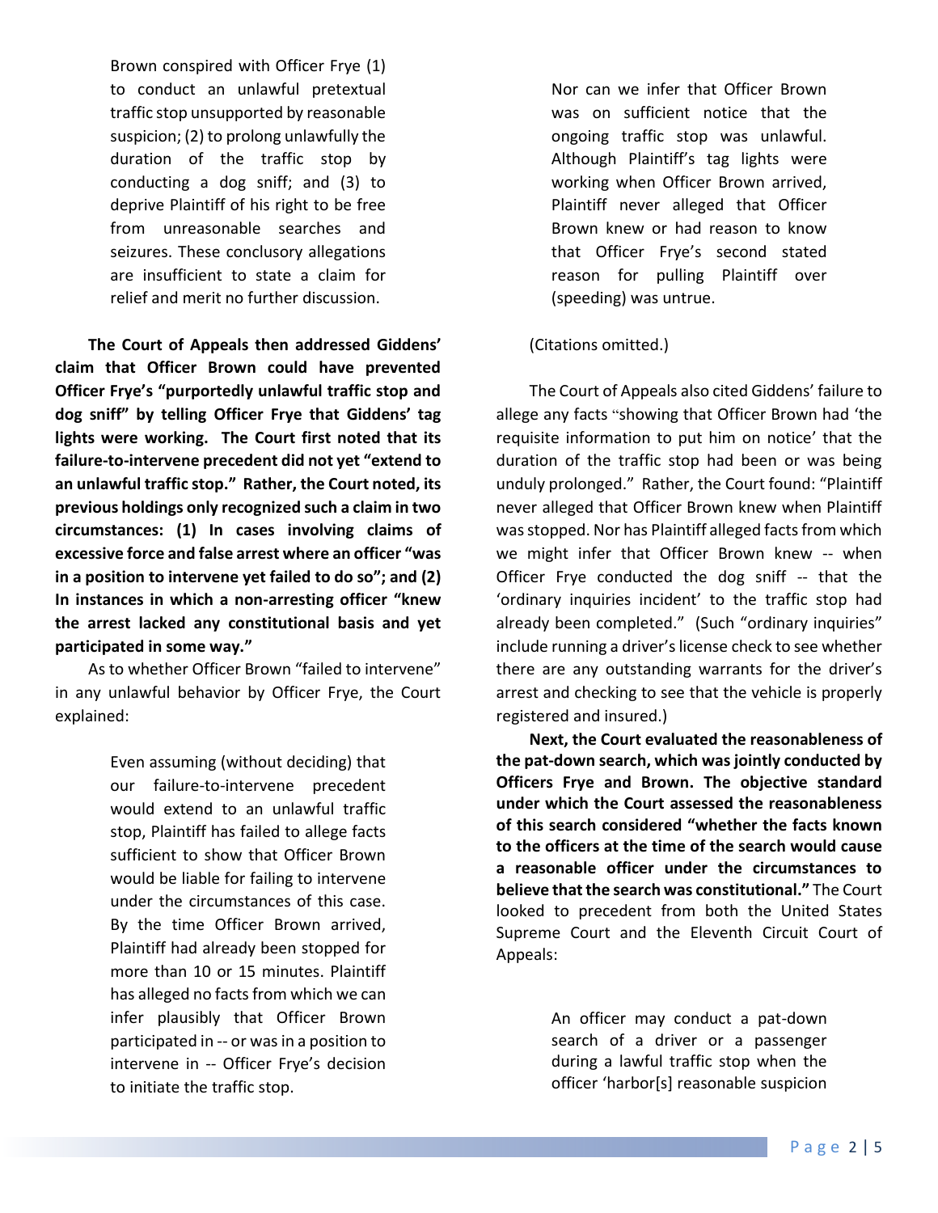> Brown conspired with Officer Frye (1) to conduct an unlawful pretextual traffic stop unsupported by reasonable suspicion; (2) to prolong unlawfully the duration of the traffic stop by conducting a dog sniff; and (3) to deprive Plaintiff of his right to be free from unreasonable searches and seizures. These conclusory allegations are insufficient to state a claim for relief and merit no further discussion.

**The Court of Appeals then addressed Giddens' claim that Officer Brown could have prevented Officer Frye's "purportedly unlawful traffic stop and dog sniff" by telling Officer Frye that Giddens' tag lights were working. The Court first noted that its failure-to-intervene precedent did not yet "extend to an unlawful traffic stop." Rather, the Court noted, its previous holdings only recognized such a claim in two circumstances: (1) In cases involving claims of excessive force and false arrest where an officer "was in a position to intervene yet failed to do so"; and (2) In instances in which a non-arresting officer "knew the arrest lacked any constitutional basis and yet participated in some way."**

As to whether Officer Brown "failed to intervene" in any unlawful behavior by Officer Frye, the Court explained:

> Even assuming (without deciding) that our failure-to-intervene precedent would extend to an unlawful traffic stop, Plaintiff has failed to allege facts sufficient to show that Officer Brown would be liable for failing to intervene under the circumstances of this case. By the time Officer Brown arrived, Plaintiff had already been stopped for more than 10 or 15 minutes. Plaintiff has alleged no facts from which we can infer plausibly that Officer Brown participated in -- or was in a position to intervene in -- Officer Frye's decision to initiate the traffic stop.
>
> Nor can we infer that Officer Brown was on sufficient notice that the ongoing traffic stop was unlawful. Although Plaintiff's tag lights were working when Officer Brown arrived, Plaintiff never alleged that Officer Brown knew or had reason to know that Officer Frye's second stated reason for pulling Plaintiff over (speeding) was untrue.

(Citations omitted.)

The Court of Appeals also cited Giddens' failure to allege any facts "showing that Officer Brown had 'the requisite information to put him on notice' that the duration of the traffic stop had been or was being unduly prolonged." Rather, the Court found: "Plaintiff never alleged that Officer Brown knew when Plaintiff was stopped. Nor has Plaintiff alleged facts from which we might infer that Officer Brown knew -- when Officer Frye conducted the dog sniff -- that the 'ordinary inquiries incident' to the traffic stop had already been completed." (Such "ordinary inquiries" include running a driver's license check to see whether there are any outstanding warrants for the driver's arrest and checking to see that the vehicle is properly registered and insured.)

**Next, the Court evaluated the reasonableness of the pat-down search, which was jointly conducted by Officers Frye and Brown. The objective standard under which the Court assessed the reasonableness of this search considered "whether the facts known to the officers at the time of the search would cause a reasonable officer under the circumstances to believe that the search was constitutional."** The Court looked to precedent from both the United States Supreme Court and the Eleventh Circuit Court of Appeals:

> An officer may conduct a pat-down search of a driver or a passenger during a lawful traffic stop when the officer 'harbor[s] reasonable suspicion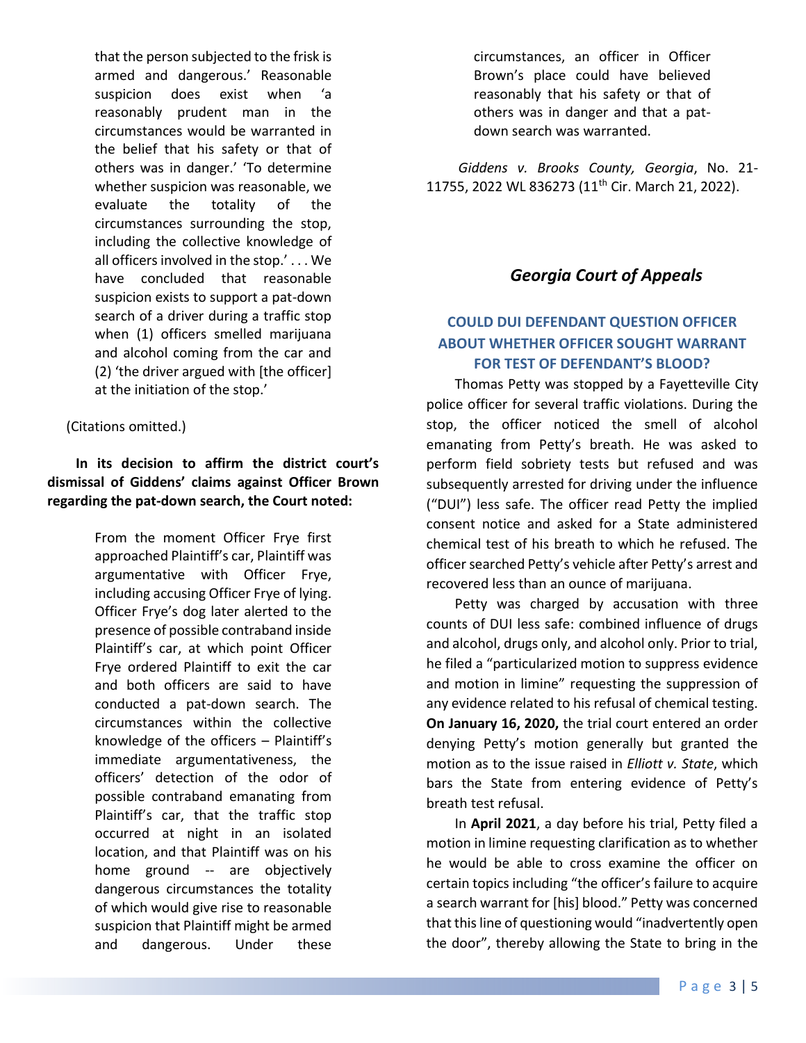> that the person subjected to the frisk is armed and dangerous.' Reasonable suspicion does exist when 'a reasonably prudent man in the circumstances would be warranted in the belief that his safety or that of others was in danger.' 'To determine whether suspicion was reasonable, we evaluate the totality of the circumstances surrounding the stop, including the collective knowledge of all officers involved in the stop.' . . . We have concluded that reasonable suspicion exists to support a pat-down search of a driver during a traffic stop when (1) officers smelled marijuana and alcohol coming from the car and (2) 'the driver argued with [the officer] at the initiation of the stop.'

(Citations omitted.)

**In its decision to affirm the district court's dismissal of Giddens' claims against Officer Brown regarding the pat-down search, the Court noted:**

> From the moment Officer Frye first approached Plaintiff's car, Plaintiff was argumentative with Officer Frye, including accusing Officer Frye of lying. Officer Frye's dog later alerted to the presence of possible contraband inside Plaintiff's car, at which point Officer Frye ordered Plaintiff to exit the car and both officers are said to have conducted a pat-down search. The circumstances within the collective knowledge of the officers – Plaintiff's immediate argumentativeness, the officers' detection of the odor of possible contraband emanating from Plaintiff's car, that the traffic stop occurred at night in an isolated location, and that Plaintiff was on his home ground -- are objectively dangerous circumstances the totality of which would give rise to reasonable suspicion that Plaintiff might be armed and dangerous. Under these circumstances, an officer in Officer Brown's place could have believed reasonably that his safety or that of others was in danger and that a pat-down search was warranted.

*Giddens v. Brooks County, Georgia*, No. 21-11755, 2022 WL 836273 (11th Cir. March 21, 2022).

## *Georgia Court of Appeals*

### COULD DUI DEFENDANT QUESTION OFFICER ABOUT WHETHER OFFICER SOUGHT WARRANT FOR TEST OF DEFENDANT'S BLOOD?

Thomas Petty was stopped by a Fayetteville City police officer for several traffic violations. During the stop, the officer noticed the smell of alcohol emanating from Petty's breath. He was asked to perform field sobriety tests but refused and was subsequently arrested for driving under the influence ("DUI") less safe. The officer read Petty the implied consent notice and asked for a State administered chemical test of his breath to which he refused. The officer searched Petty's vehicle after Petty's arrest and recovered less than an ounce of marijuana.

Petty was charged by accusation with three counts of DUI less safe: combined influence of drugs and alcohol, drugs only, and alcohol only. Prior to trial, he filed a "particularized motion to suppress evidence and motion in limine" requesting the suppression of any evidence related to his refusal of chemical testing. **On January 16, 2020,** the trial court entered an order denying Petty's motion generally but granted the motion as to the issue raised in *Elliott v. State*, which bars the State from entering evidence of Petty's breath test refusal.

In **April 2021**, a day before his trial, Petty filed a motion in limine requesting clarification as to whether he would be able to cross examine the officer on certain topics including "the officer's failure to acquire a search warrant for [his] blood." Petty was concerned that this line of questioning would "inadvertently open the door", thereby allowing the State to bring in the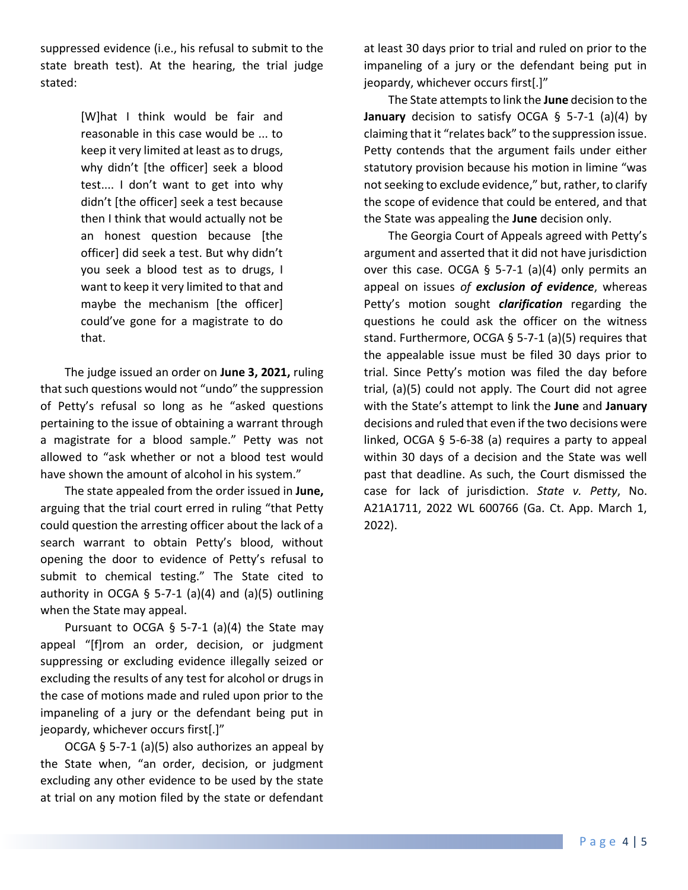suppressed evidence (i.e., his refusal to submit to the state breath test). At the hearing, the trial judge stated:

> [W]hat I think would be fair and reasonable in this case would be ... to keep it very limited at least as to drugs, why didn't [the officer] seek a blood test.... I don't want to get into why didn't [the officer] seek a test because then I think that would actually not be an honest question because [the officer] did seek a test. But why didn't you seek a blood test as to drugs, I want to keep it very limited to that and maybe the mechanism [the officer] could've gone for a magistrate to do that.

The judge issued an order on **June 3, 2021,** ruling that such questions would not "undo" the suppression of Petty's refusal so long as he "asked questions pertaining to the issue of obtaining a warrant through a magistrate for a blood sample." Petty was not allowed to "ask whether or not a blood test would have shown the amount of alcohol in his system."

The state appealed from the order issued in **June,** arguing that the trial court erred in ruling "that Petty could question the arresting officer about the lack of a search warrant to obtain Petty's blood, without opening the door to evidence of Petty's refusal to submit to chemical testing." The State cited to authority in OCGA § 5-7-1 (a)(4) and (a)(5) outlining when the State may appeal.

Pursuant to OCGA § 5-7-1 (a)(4) the State may appeal "[f]rom an order, decision, or judgment suppressing or excluding evidence illegally seized or excluding the results of any test for alcohol or drugs in the case of motions made and ruled upon prior to the impaneling of a jury or the defendant being put in jeopardy, whichever occurs first[.]"

OCGA § 5-7-1 (a)(5) also authorizes an appeal by the State when, "an order, decision, or judgment excluding any other evidence to be used by the state at trial on any motion filed by the state or defendant at least 30 days prior to trial and ruled on prior to the impaneling of a jury or the defendant being put in jeopardy, whichever occurs first[.]"

The State attempts to link the **June** decision to the **January** decision to satisfy OCGA § 5-7-1 (a)(4) by claiming that it "relates back" to the suppression issue. Petty contends that the argument fails under either statutory provision because his motion in limine "was not seeking to exclude evidence," but, rather, to clarify the scope of evidence that could be entered, and that the State was appealing the **June** decision only.

The Georgia Court of Appeals agreed with Petty's argument and asserted that it did not have jurisdiction over this case. OCGA § 5-7-1 (a)(4) only permits an appeal on issues *of **exclusion of evidence***, whereas Petty's motion sought ***clarification*** regarding the questions he could ask the officer on the witness stand. Furthermore, OCGA § 5-7-1 (a)(5) requires that the appealable issue must be filed 30 days prior to trial. Since Petty's motion was filed the day before trial, (a)(5) could not apply. The Court did not agree with the State's attempt to link the **June** and **January** decisions and ruled that even if the two decisions were linked, OCGA § 5-6-38 (a) requires a party to appeal within 30 days of a decision and the State was well past that deadline. As such, the Court dismissed the case for lack of jurisdiction. *State v. Petty*, No. A21A1711, 2022 WL 600766 (Ga. Ct. App. March 1, 2022).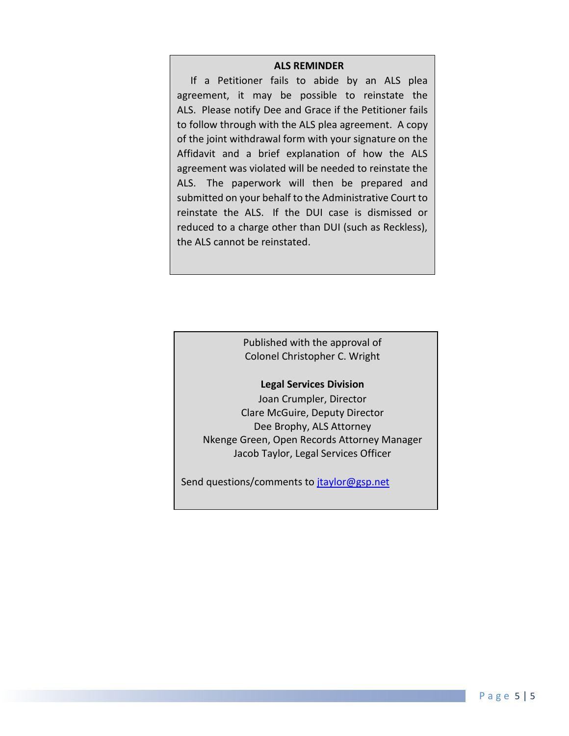**ALS REMINDER**

If a Petitioner fails to abide by an ALS plea agreement, it may be possible to reinstate the ALS. Please notify Dee and Grace if the Petitioner fails to follow through with the ALS plea agreement. A copy of the joint withdrawal form with your signature on the Affidavit and a brief explanation of how the ALS agreement was violated will be needed to reinstate the ALS. The paperwork will then be prepared and submitted on your behalf to the Administrative Court to reinstate the ALS. If the DUI case is dismissed or reduced to a charge other than DUI (such as Reckless), the ALS cannot be reinstated.

Published with the approval of
Colonel Christopher C. Wright

**Legal Services Division**

Joan Crumpler, Director
Clare McGuire, Deputy Director
Dee Brophy, ALS Attorney
Nkenge Green, Open Records Attorney Manager
Jacob Taylor, Legal Services Officer

Send questions/comments to jtaylor@gsp.net